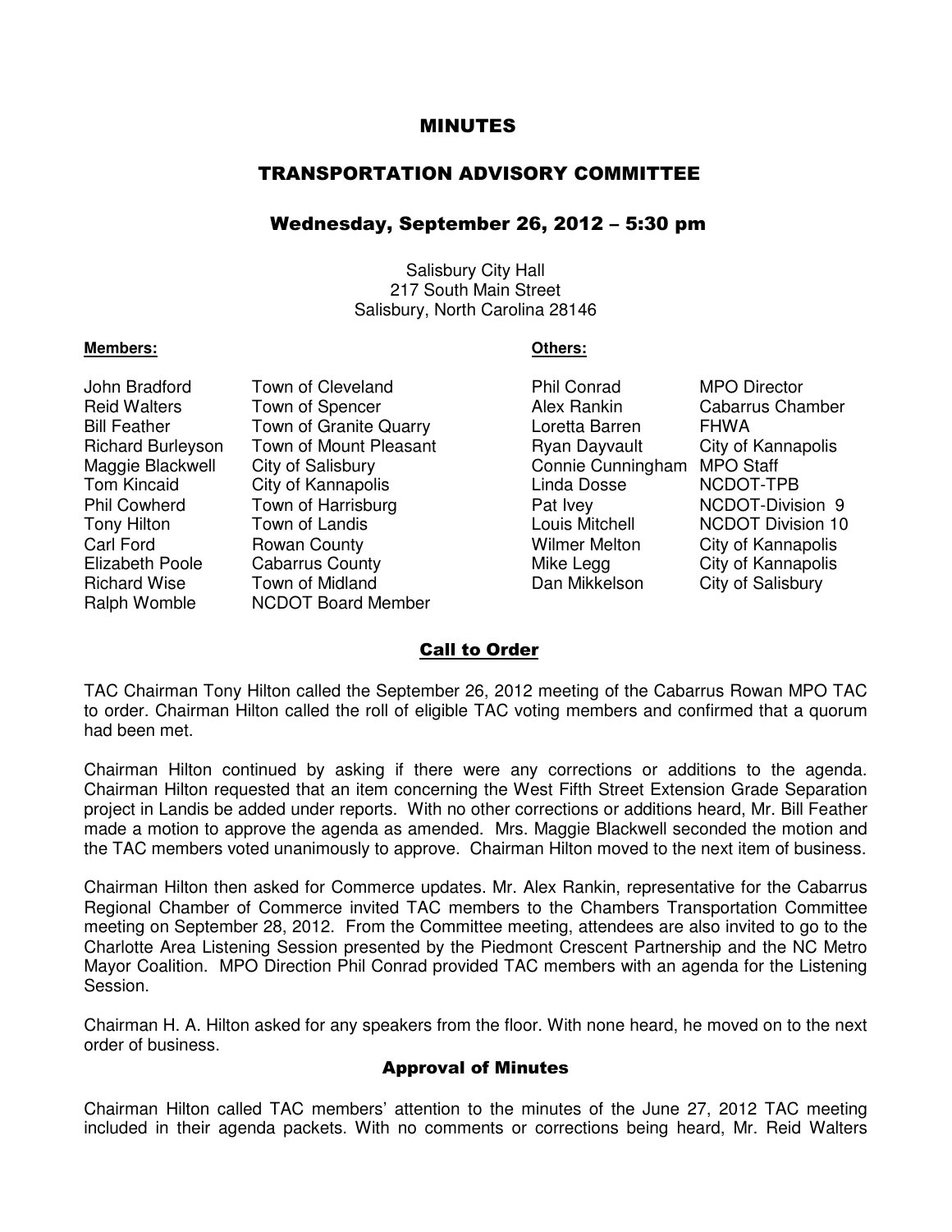# MINUTES

## TRANSPORTATION ADVISORY COMMITTEE

### Wednesday, September 26, 2012 – 5:30 pm

Salisbury City Hall
217 South Main Street
Salisbury, North Carolina 28146

**Members:**

| | |
|---|---|
| John Bradford | Town of Cleveland |
| Reid Walters | Town of Spencer |
| Bill Feather | Town of Granite Quarry |
| Richard Burleyson | Town of Mount Pleasant |
| Maggie Blackwell | City of Salisbury |
| Tom Kincaid | City of Kannapolis |
| Phil Cowherd | Town of Harrisburg |
| Tony Hilton | Town of Landis |
| Carl Ford | Rowan County |
| Elizabeth Poole | Cabarrus County |
| Richard Wise | Town of Midland |
| Ralph Womble | NCDOT Board Member |

**Others:**

| | |
|---|---|
| Phil Conrad | MPO Director |
| Alex Rankin | Cabarrus Chamber |
| Loretta Barren | FHWA |
| Ryan Dayvault | City of Kannapolis |
| Connie Cunningham | MPO Staff |
| Linda Dosse | NCDOT-TPB |
| Pat Ivey | NCDOT-Division 9 |
| Louis Mitchell | NCDOT Division 10 |
| Wilmer Melton | City of Kannapolis |
| Mike Legg | City of Kannapolis |
| Dan Mikkelson | City of Salisbury |

## Call to Order

TAC Chairman Tony Hilton called the September 26, 2012 meeting of the Cabarrus Rowan MPO TAC to order. Chairman Hilton called the roll of eligible TAC voting members and confirmed that a quorum had been met.

Chairman Hilton continued by asking if there were any corrections or additions to the agenda. Chairman Hilton requested that an item concerning the West Fifth Street Extension Grade Separation project in Landis be added under reports. With no other corrections or additions heard, Mr. Bill Feather made a motion to approve the agenda as amended. Mrs. Maggie Blackwell seconded the motion and the TAC members voted unanimously to approve. Chairman Hilton moved to the next item of business.

Chairman Hilton then asked for Commerce updates. Mr. Alex Rankin, representative for the Cabarrus Regional Chamber of Commerce invited TAC members to the Chambers Transportation Committee meeting on September 28, 2012. From the Committee meeting, attendees are also invited to go to the Charlotte Area Listening Session presented by the Piedmont Crescent Partnership and the NC Metro Mayor Coalition. MPO Direction Phil Conrad provided TAC members with an agenda for the Listening Session.

Chairman H. A. Hilton asked for any speakers from the floor. With none heard, he moved on to the next order of business.

## Approval of Minutes

Chairman Hilton called TAC members' attention to the minutes of the June 27, 2012 TAC meeting included in their agenda packets. With no comments or corrections being heard, Mr. Reid Walters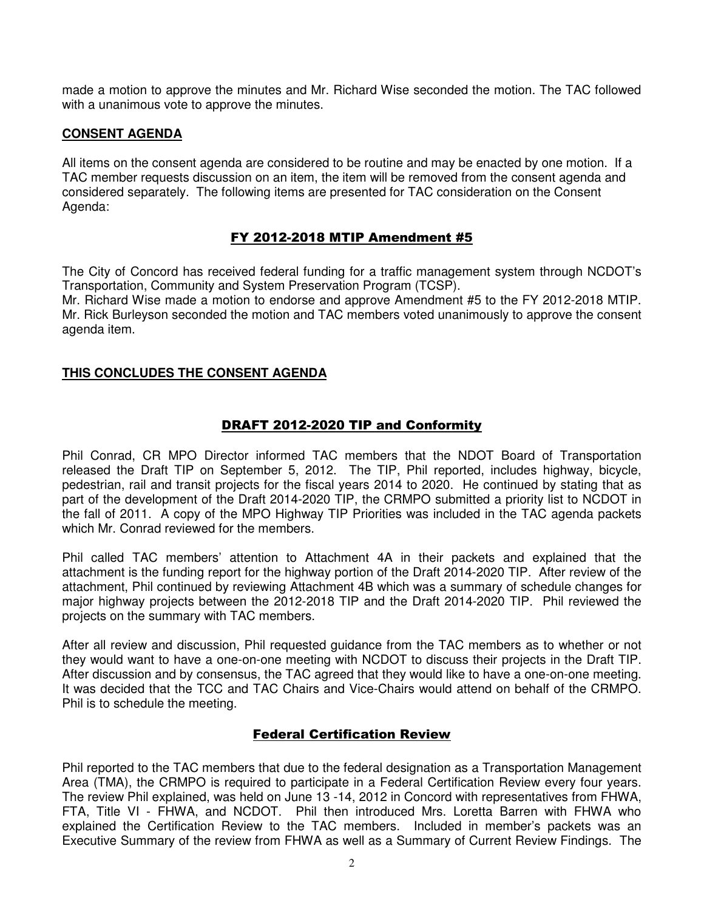made a motion to approve the minutes and Mr. Richard Wise seconded the motion. The TAC followed with a unanimous vote to approve the minutes.

## CONSENT AGENDA

All items on the consent agenda are considered to be routine and may be enacted by one motion. If a TAC member requests discussion on an item, the item will be removed from the consent agenda and considered separately. The following items are presented for TAC consideration on the Consent Agenda:

### FY 2012-2018 MTIP Amendment #5

The City of Concord has received federal funding for a traffic management system through NCDOT's Transportation, Community and System Preservation Program (TCSP).
Mr. Richard Wise made a motion to endorse and approve Amendment #5 to the FY 2012-2018 MTIP. Mr. Rick Burleyson seconded the motion and TAC members voted unanimously to approve the consent agenda item.

## THIS CONCLUDES THE CONSENT AGENDA

### DRAFT 2012-2020 TIP and Conformity

Phil Conrad, CR MPO Director informed TAC members that the NDOT Board of Transportation released the Draft TIP on September 5, 2012. The TIP, Phil reported, includes highway, bicycle, pedestrian, rail and transit projects for the fiscal years 2014 to 2020. He continued by stating that as part of the development of the Draft 2014-2020 TIP, the CRMPO submitted a priority list to NCDOT in the fall of 2011. A copy of the MPO Highway TIP Priorities was included in the TAC agenda packets which Mr. Conrad reviewed for the members.

Phil called TAC members' attention to Attachment 4A in their packets and explained that the attachment is the funding report for the highway portion of the Draft 2014-2020 TIP. After review of the attachment, Phil continued by reviewing Attachment 4B which was a summary of schedule changes for major highway projects between the 2012-2018 TIP and the Draft 2014-2020 TIP. Phil reviewed the projects on the summary with TAC members.

After all review and discussion, Phil requested guidance from the TAC members as to whether or not they would want to have a one-on-one meeting with NCDOT to discuss their projects in the Draft TIP. After discussion and by consensus, the TAC agreed that they would like to have a one-on-one meeting. It was decided that the TCC and TAC Chairs and Vice-Chairs would attend on behalf of the CRMPO. Phil is to schedule the meeting.

### Federal Certification Review

Phil reported to the TAC members that due to the federal designation as a Transportation Management Area (TMA), the CRMPO is required to participate in a Federal Certification Review every four years. The review Phil explained, was held on June 13 -14, 2012 in Concord with representatives from FHWA, FTA, Title VI - FHWA, and NCDOT. Phil then introduced Mrs. Loretta Barren with FHWA who explained the Certification Review to the TAC members. Included in member's packets was an Executive Summary of the review from FHWA as well as a Summary of Current Review Findings. The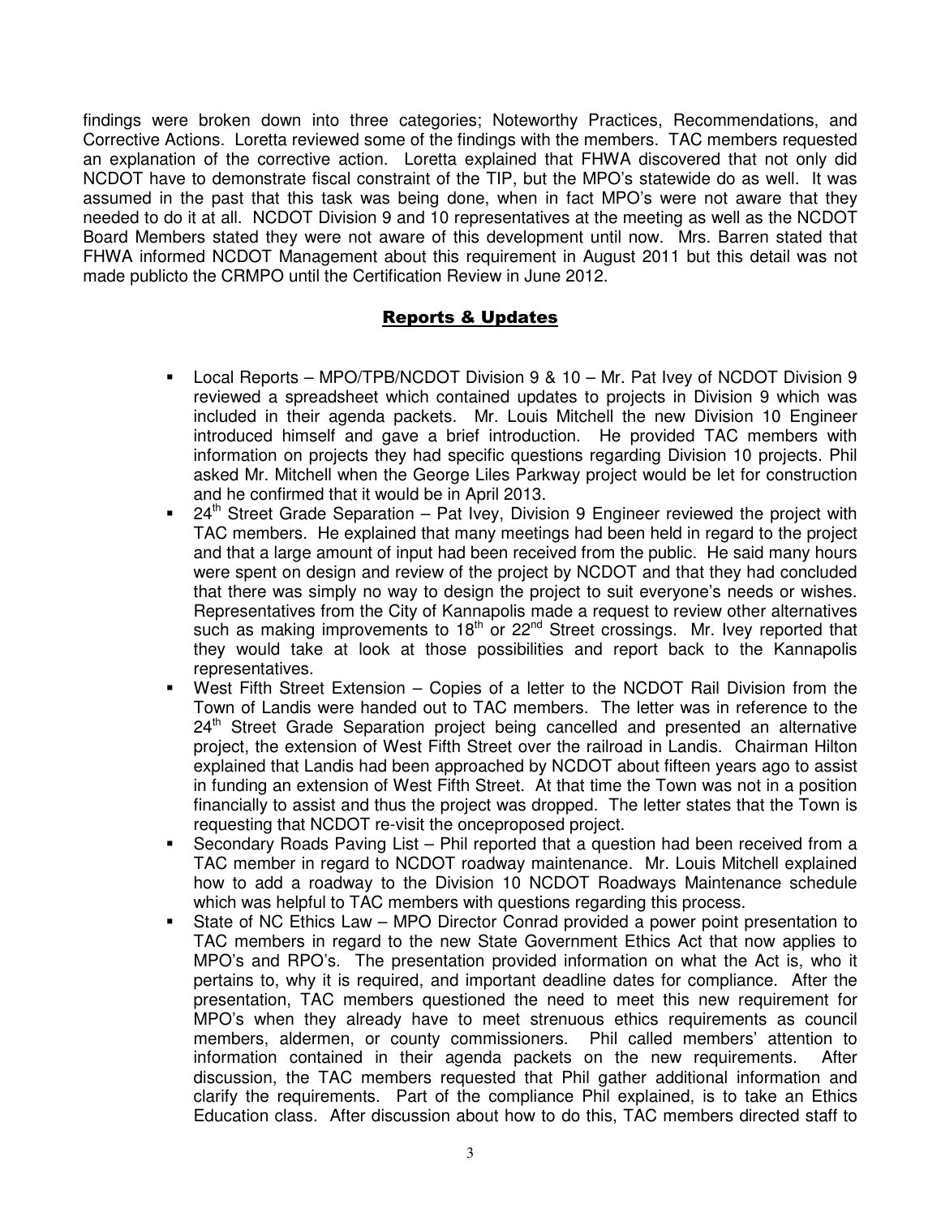findings were broken down into three categories; Noteworthy Practices, Recommendations, and Corrective Actions. Loretta reviewed some of the findings with the members. TAC members requested an explanation of the corrective action. Loretta explained that FHWA discovered that not only did NCDOT have to demonstrate fiscal constraint of the TIP, but the MPO's statewide do as well. It was assumed in the past that this task was being done, when in fact MPO's were not aware that they needed to do it at all. NCDOT Division 9 and 10 representatives at the meeting as well as the NCDOT Board Members stated they were not aware of this development until now. Mrs. Barren stated that FHWA informed NCDOT Management about this requirement in August 2011 but this detail was not made publicto the CRMPO until the Certification Review in June 2012.

## Reports & Updates

- Local Reports – MPO/TPB/NCDOT Division 9 & 10 – Mr. Pat Ivey of NCDOT Division 9 reviewed a spreadsheet which contained updates to projects in Division 9 which was included in their agenda packets. Mr. Louis Mitchell the new Division 10 Engineer introduced himself and gave a brief introduction. He provided TAC members with information on projects they had specific questions regarding Division 10 projects. Phil asked Mr. Mitchell when the George Liles Parkway project would be let for construction and he confirmed that it would be in April 2013.
- 24th Street Grade Separation – Pat Ivey, Division 9 Engineer reviewed the project with TAC members. He explained that many meetings had been held in regard to the project and that a large amount of input had been received from the public. He said many hours were spent on design and review of the project by NCDOT and that they had concluded that there was simply no way to design the project to suit everyone's needs or wishes. Representatives from the City of Kannapolis made a request to review other alternatives such as making improvements to 18th or 22nd Street crossings. Mr. Ivey reported that they would take at look at those possibilities and report back to the Kannapolis representatives.
- West Fifth Street Extension – Copies of a letter to the NCDOT Rail Division from the Town of Landis were handed out to TAC members. The letter was in reference to the 24th Street Grade Separation project being cancelled and presented an alternative project, the extension of West Fifth Street over the railroad in Landis. Chairman Hilton explained that Landis had been approached by NCDOT about fifteen years ago to assist in funding an extension of West Fifth Street. At that time the Town was not in a position financially to assist and thus the project was dropped. The letter states that the Town is requesting that NCDOT re-visit the onceproposed project.
- Secondary Roads Paving List – Phil reported that a question had been received from a TAC member in regard to NCDOT roadway maintenance. Mr. Louis Mitchell explained how to add a roadway to the Division 10 NCDOT Roadways Maintenance schedule which was helpful to TAC members with questions regarding this process.
- State of NC Ethics Law – MPO Director Conrad provided a power point presentation to TAC members in regard to the new State Government Ethics Act that now applies to MPO's and RPO's. The presentation provided information on what the Act is, who it pertains to, why it is required, and important deadline dates for compliance. After the presentation, TAC members questioned the need to meet this new requirement for MPO's when they already have to meet strenuous ethics requirements as council members, aldermen, or county commissioners. Phil called members' attention to information contained in their agenda packets on the new requirements. After discussion, the TAC members requested that Phil gather additional information and clarify the requirements. Part of the compliance Phil explained, is to take an Ethics Education class. After discussion about how to do this, TAC members directed staff to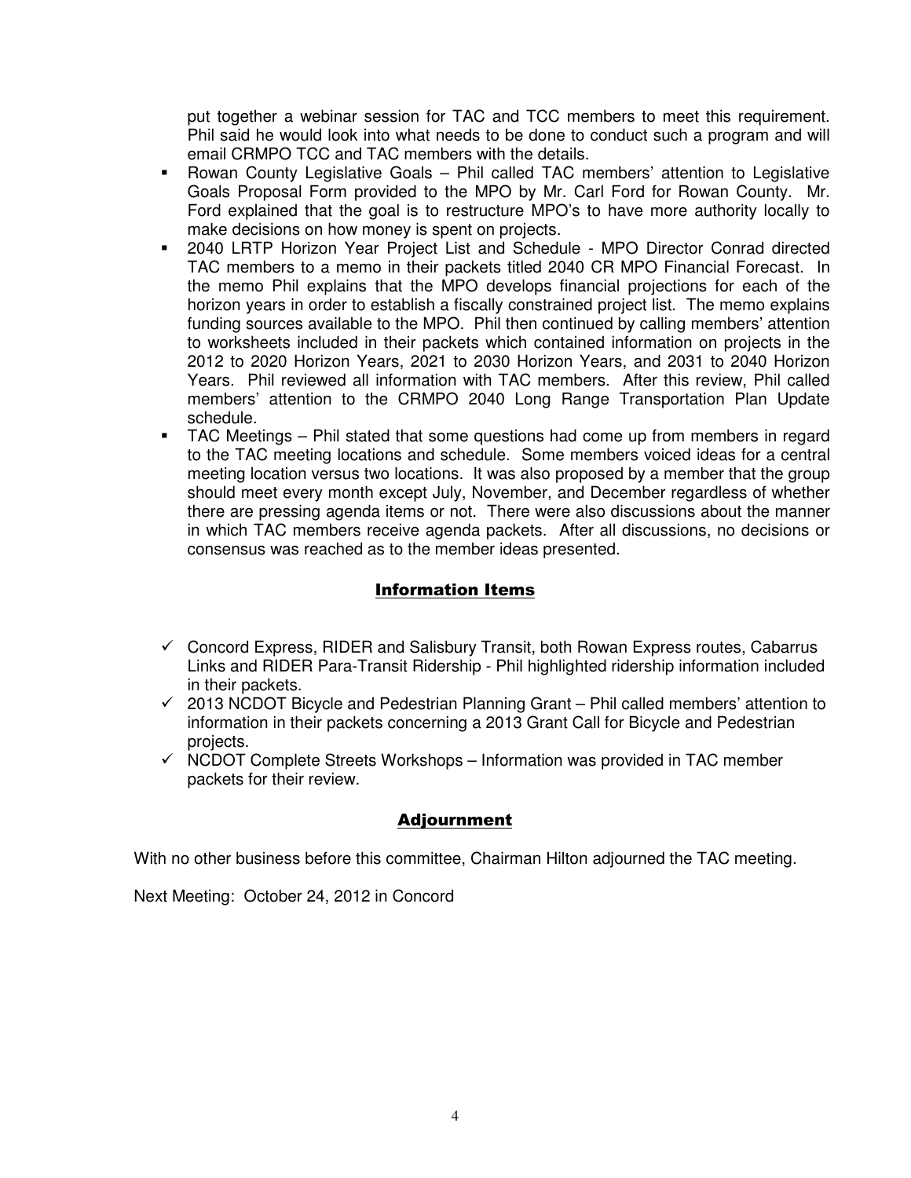put together a webinar session for TAC and TCC members to meet this requirement. Phil said he would look into what needs to be done to conduct such a program and will email CRMPO TCC and TAC members with the details.

- Rowan County Legislative Goals – Phil called TAC members' attention to Legislative Goals Proposal Form provided to the MPO by Mr. Carl Ford for Rowan County. Mr. Ford explained that the goal is to restructure MPO's to have more authority locally to make decisions on how money is spent on projects.
- 2040 LRTP Horizon Year Project List and Schedule - MPO Director Conrad directed TAC members to a memo in their packets titled 2040 CR MPO Financial Forecast. In the memo Phil explains that the MPO develops financial projections for each of the horizon years in order to establish a fiscally constrained project list. The memo explains funding sources available to the MPO. Phil then continued by calling members' attention to worksheets included in their packets which contained information on projects in the 2012 to 2020 Horizon Years, 2021 to 2030 Horizon Years, and 2031 to 2040 Horizon Years. Phil reviewed all information with TAC members. After this review, Phil called members' attention to the CRMPO 2040 Long Range Transportation Plan Update schedule.
- TAC Meetings – Phil stated that some questions had come up from members in regard to the TAC meeting locations and schedule. Some members voiced ideas for a central meeting location versus two locations. It was also proposed by a member that the group should meet every month except July, November, and December regardless of whether there are pressing agenda items or not. There were also discussions about the manner in which TAC members receive agenda packets. After all discussions, no decisions or consensus was reached as to the member ideas presented.

## Information Items

- ✓ Concord Express, RIDER and Salisbury Transit, both Rowan Express routes, Cabarrus Links and RIDER Para-Transit Ridership - Phil highlighted ridership information included in their packets.
- ✓ 2013 NCDOT Bicycle and Pedestrian Planning Grant – Phil called members' attention to information in their packets concerning a 2013 Grant Call for Bicycle and Pedestrian projects.
- ✓ NCDOT Complete Streets Workshops – Information was provided in TAC member packets for their review.

## Adjournment

With no other business before this committee, Chairman Hilton adjourned the TAC meeting.

Next Meeting: October 24, 2012 in Concord